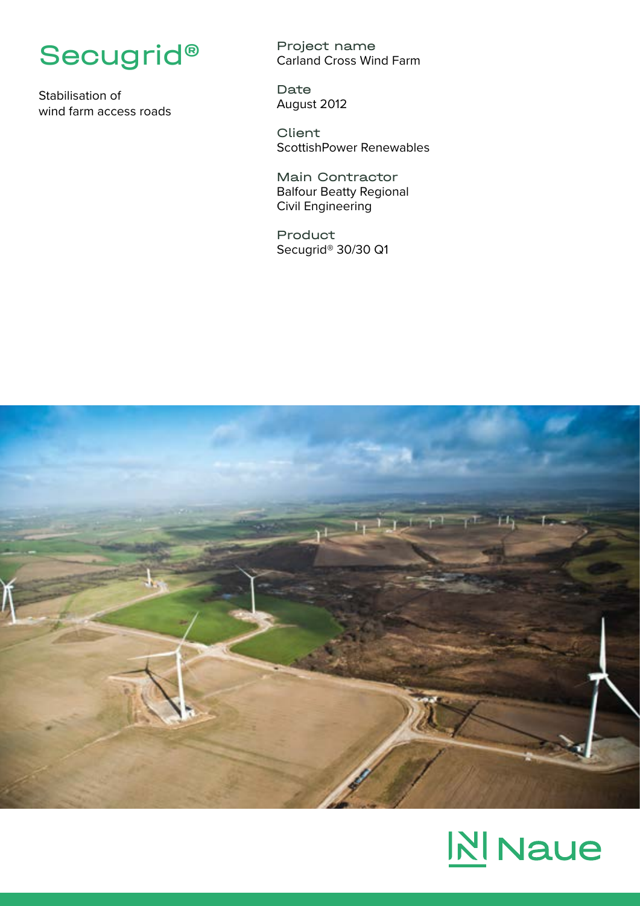# Secugrid®

Stabilisation of wind farm access roads

**Project name**
Carland Cross Wind Farm

**Date**
August 2012

**Client**
ScottishPower Renewables

**Main Contractor**
Balfour Beatty Regional Civil Engineering

**Product**
Secugrid® 30/30 Q1

Naue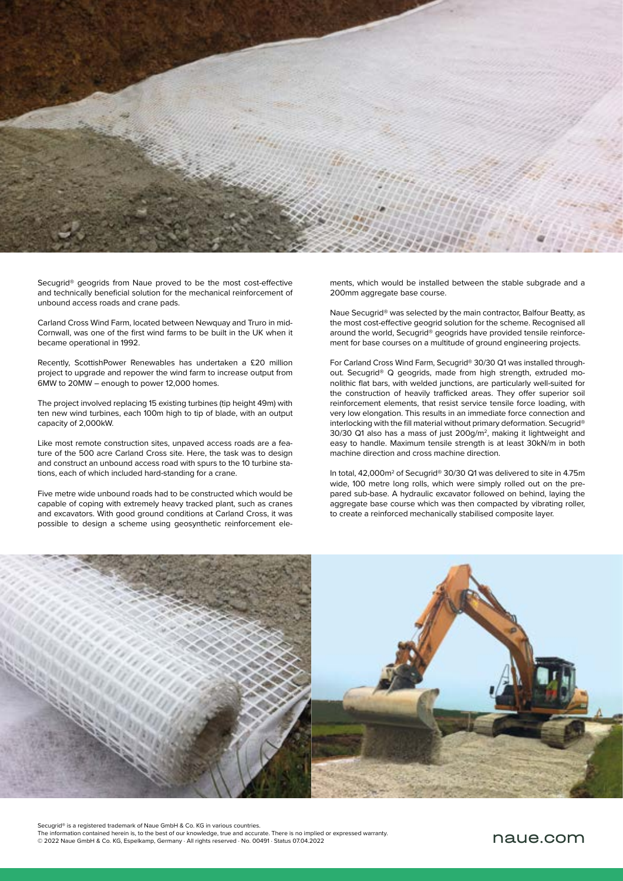Secugrid® geogrids from Naue proved to be the most cost-effective and technically beneficial solution for the mechanical reinforcement of unbound access roads and crane pads.

Carland Cross Wind Farm, located between Newquay and Truro in mid-Cornwall, was one of the first wind farms to be built in the UK when it became operational in 1992.

Recently, ScottishPower Renewables has undertaken a £20 million project to upgrade and repower the wind farm to increase output from 6MW to 20MW – enough to power 12,000 homes.

The project involved replacing 15 existing turbines (tip height 49m) with ten new wind turbines, each 100m high to tip of blade, with an output capacity of 2,000kW.

Like most remote construction sites, unpaved access roads are a feature of the 500 acre Carland Cross site. Here, the task was to design and construct an unbound access road with spurs to the 10 turbine stations, each of which included hard-standing for a crane.

Five metre wide unbound roads had to be constructed which would be capable of coping with extremely heavy tracked plant, such as cranes and excavators. With good ground conditions at Carland Cross, it was possible to design a scheme using geosynthetic reinforcement elements, which would be installed between the stable subgrade and a 200mm aggregate base course.

Naue Secugrid® was selected by the main contractor, Balfour Beatty, as the most cost-effective geogrid solution for the scheme. Recognised all around the world, Secugrid® geogrids have provided tensile reinforcement for base courses on a multitude of ground engineering projects.

For Carland Cross Wind Farm, Secugrid® 30/30 Q1 was installed throughout. Secugrid® Q geogrids, made from high strength, extruded monolithic flat bars, with welded junctions, are particularly well-suited for the construction of heavily trafficked areas. They offer superior soil reinforcement elements, that resist service tensile force loading, with very low elongation. This results in an immediate force connection and interlocking with the fill material without primary deformation. Secugrid® 30/30 Q1 also has a mass of just 200g/m$^2$, making it lightweight and easy to handle. Maximum tensile strength is at least 30kN/m in both machine direction and cross machine direction.

In total, 42,000m$^2$ of Secugrid® 30/30 Q1 was delivered to site in 4.75m wide, 100 metre long rolls, which were simply rolled out on the prepared sub-base. A hydraulic excavator followed on behind, laying the aggregate base course which was then compacted by vibrating roller, to create a reinforced mechanically stabilised composite layer.

Secugrid® is a registered trademark of Naue GmbH & Co. KG in various countries.
The information contained herein is, to the best of our knowledge, true and accurate. There is no implied or expressed warranty.
© 2022 Naue GmbH & Co. KG, Espelkamp, Germany · All rights reserved · No. 00491 · Status 07.04.2022

naue.com